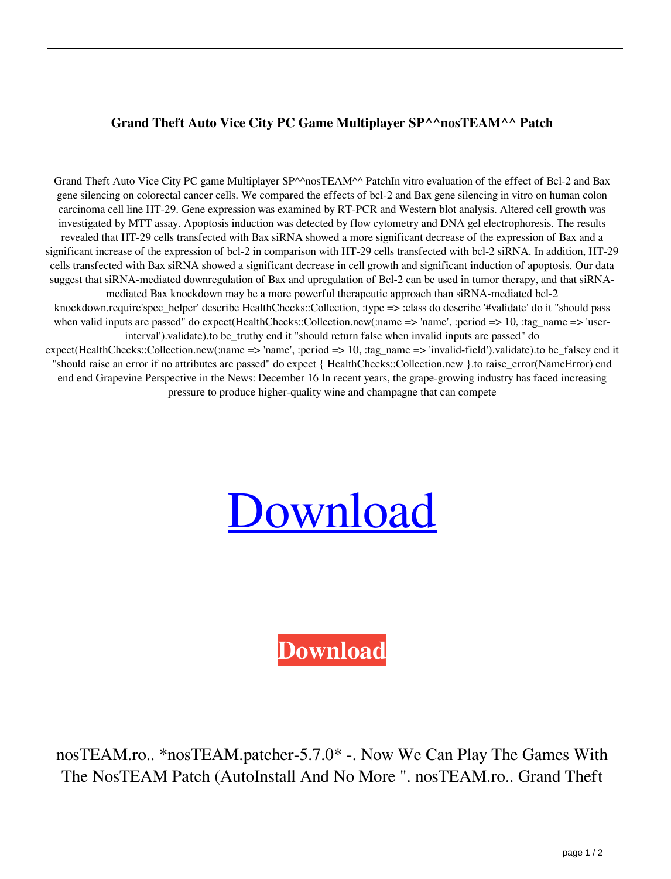**Grand Theft Auto Vice City PC Game Multiplayer SP^^nosTEAM^^ Patch**

Grand Theft Auto Vice City PC game Multiplayer SP^^nosTEAM^^ PatchIn vitro evaluation of the effect of Bcl-2 and Bax gene silencing on colorectal cancer cells. We compared the effects of bcl-2 and Bax gene silencing in vitro on human colon carcinoma cell line HT-29. Gene expression was examined by RT-PCR and Western blot analysis. Altered cell growth was investigated by MTT assay. Apoptosis induction was detected by flow cytometry and DNA gel electrophoresis. The results revealed that HT-29 cells transfected with Bax siRNA showed a more significant decrease of the expression of Bax and a significant increase of the expression of bcl-2 in comparison with HT-29 cells transfected with bcl-2 siRNA. In addition, HT-29 cells transfected with Bax siRNA showed a significant decrease in cell growth and significant induction of apoptosis. Our data suggest that siRNA-mediated downregulation of Bax and upregulation of Bcl-2 can be used in tumor therapy, and that siRNA-mediated Bax knockdown may be a more powerful therapeutic approach than siRNA-mediated bcl-2 knockdown.require'spec_helper' describe HealthChecks::Collection, :type => :class do describe '#validate' do it "should pass when valid inputs are passed" do expect(HealthChecks::Collection.new(:name => 'name', :period => 10, :tag_name => 'user-interval').validate).to be_truthy end it "should return false when invalid inputs are passed" do expect(HealthChecks::Collection.new(:name => 'name', :period => 10, :tag_name => 'invalid-field').validate).to be_falsey end it "should raise an error if no attributes are passed" do expect { HealthChecks::Collection.new }.to raise_error(NameError) end end end Grapevine Perspective in the News: December 16 In recent years, the grape-growing industry has faced increasing pressure to produce higher-quality wine and champagne that can compete

# Download

**Download**

nosTEAM.ro.. *nosTEAM.patcher-5.7.0* -. Now We Can Play The Games With The NosTEAM Patch (AutoInstall And No More ". nosTEAM.ro.. Grand Theft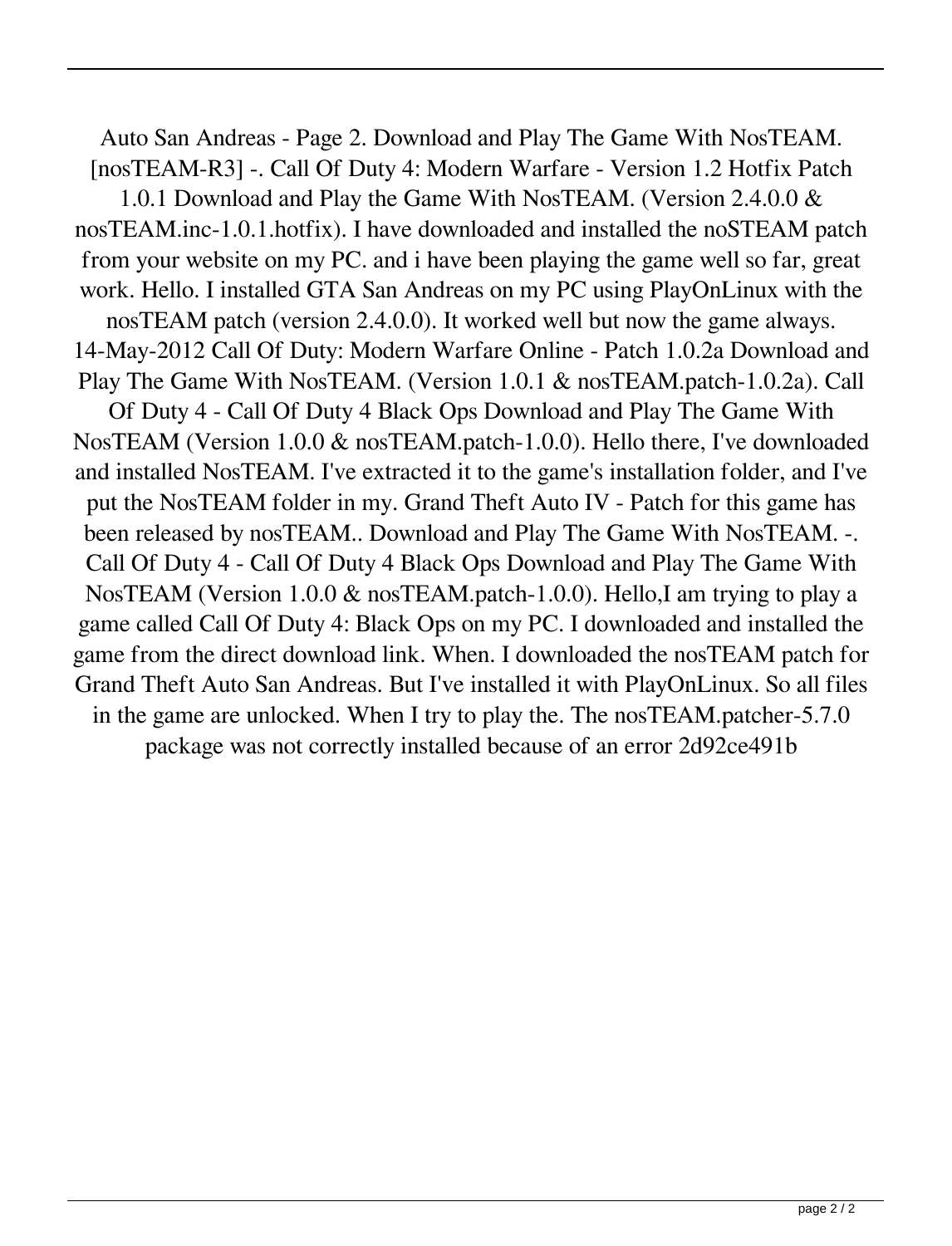Auto San Andreas - Page 2. Download and Play The Game With NosTEAM. [nosTEAM-R3] -. Call Of Duty 4: Modern Warfare - Version 1.2 Hotfix Patch 1.0.1 Download and Play the Game With NosTEAM. (Version 2.4.0.0 & nosTEAM.inc-1.0.1.hotfix). I have downloaded and installed the noSTEAM patch from your website on my PC. and i have been playing the game well so far, great work. Hello. I installed GTA San Andreas on my PC using PlayOnLinux with the nosTEAM patch (version 2.4.0.0). It worked well but now the game always. 14-May-2012 Call Of Duty: Modern Warfare Online - Patch 1.0.2a Download and Play The Game With NosTEAM. (Version 1.0.1 & nosTEAM.patch-1.0.2a). Call Of Duty 4 - Call Of Duty 4 Black Ops Download and Play The Game With NosTEAM (Version 1.0.0 & nosTEAM.patch-1.0.0). Hello there, I've downloaded and installed NosTEAM. I've extracted it to the game's installation folder, and I've put the NosTEAM folder in my. Grand Theft Auto IV - Patch for this game has been released by nosTEAM.. Download and Play The Game With NosTEAM. -. Call Of Duty 4 - Call Of Duty 4 Black Ops Download and Play The Game With NosTEAM (Version 1.0.0 & nosTEAM.patch-1.0.0). Hello,I am trying to play a game called Call Of Duty 4: Black Ops on my PC. I downloaded and installed the game from the direct download link. When. I downloaded the nosTEAM patch for Grand Theft Auto San Andreas. But I've installed it with PlayOnLinux. So all files in the game are unlocked. When I try to play the. The nosTEAM.patcher-5.7.0 package was not correctly installed because of an error 2d92ce491b